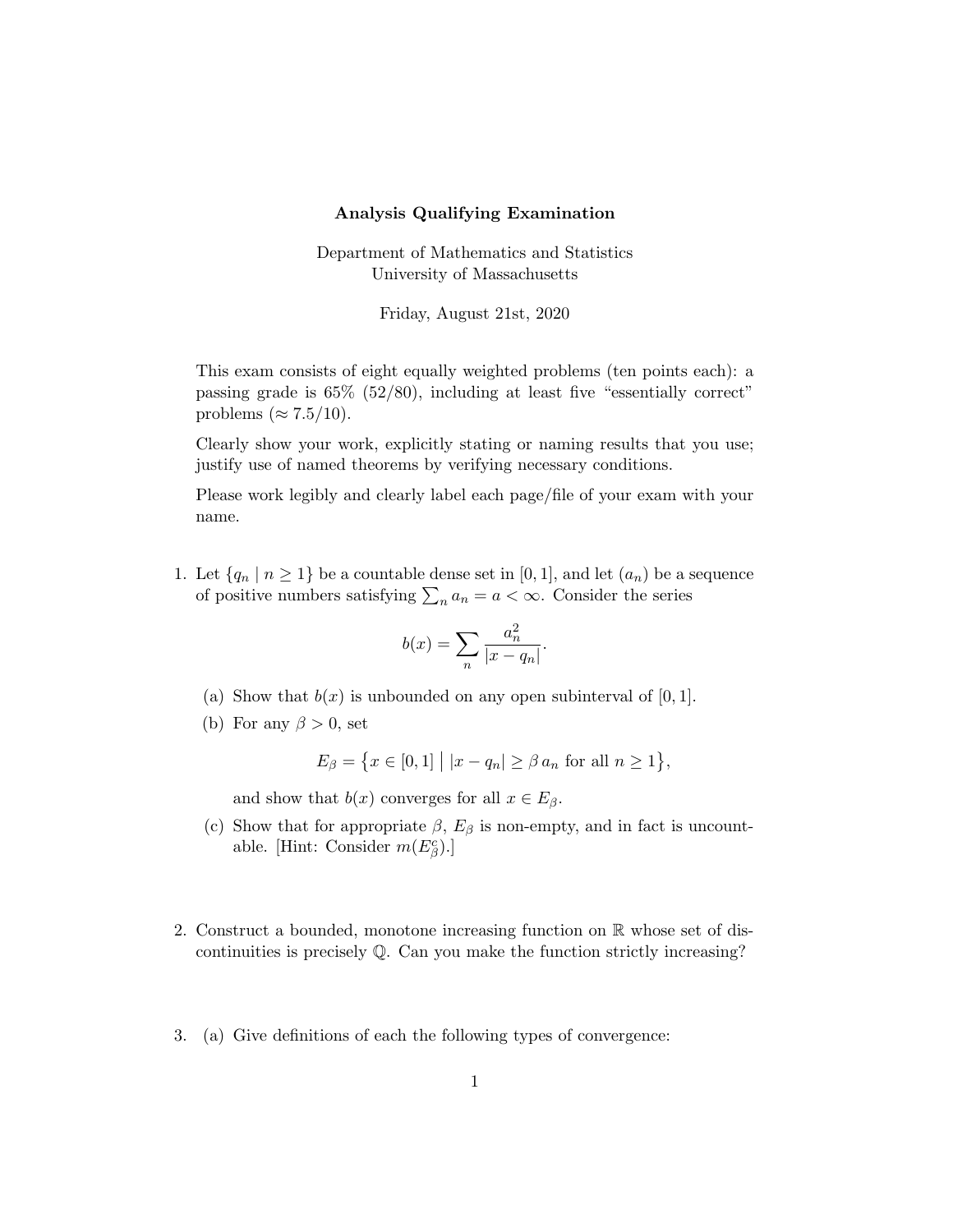**Analysis Qualifying Examination**

Department of Mathematics and Statistics
University of Massachusetts

Friday, August 21st, 2020

This exam consists of eight equally weighted problems (ten points each): a passing grade is 65% (52/80), including at least five "essentially correct" problems ($\approx 7.5/10$).

Clearly show your work, explicitly stating or naming results that you use; justify use of named theorems by verifying necessary conditions.

Please work legibly and clearly label each page/file of your exam with your name.

1. Let $\{q_n \mid n \geq 1\}$ be a countable dense set in $[0, 1]$, and let $(a_n)$ be a sequence of positive numbers satisfying $\sum_n a_n = a < \infty$. Consider the series

$$b(x) = \sum_n \frac{a_n^2}{|x - q_n|}.$$

   (a) Show that $b(x)$ is unbounded on any open subinterval of $[0, 1]$.

   (b) For any $\beta > 0$, set

$$E_\beta = \{x \in [0, 1] \mid |x - q_n| \geq \beta \, a_n \text{ for all } n \geq 1\},$$

   and show that $b(x)$ converges for all $x \in E_\beta$.

   (c) Show that for appropriate $\beta$, $E_\beta$ is non-empty, and in fact is uncountable. [Hint: Consider $m(E_\beta^c)$.]

2. Construct a bounded, monotone increasing function on $\mathbb{R}$ whose set of discontinuities is precisely $\mathbb{Q}$. Can you make the function strictly increasing?

3. (a) Give definitions of each the following types of convergence: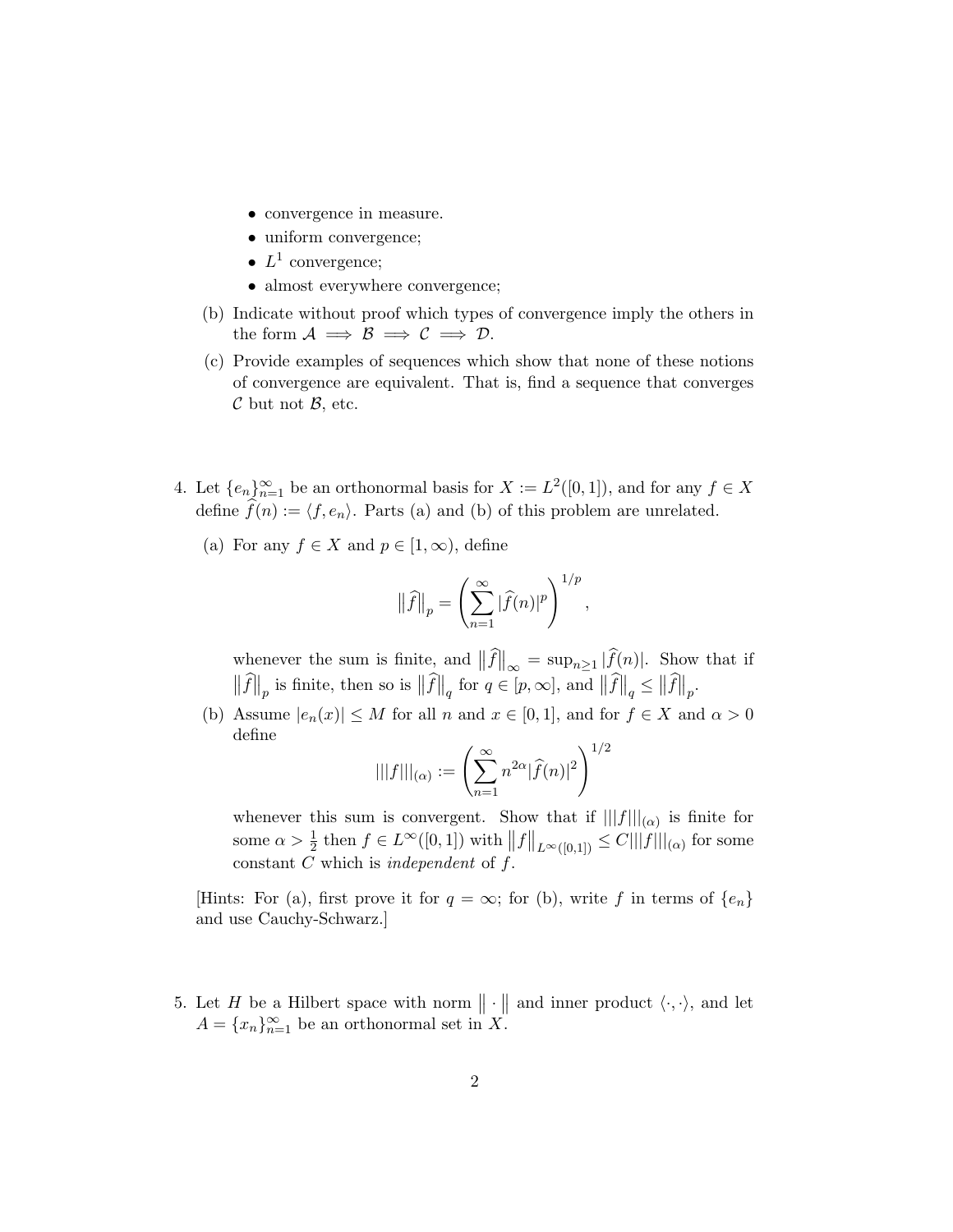- convergence in measure.
- uniform convergence;
- $L^1$ convergence;
- almost everywhere convergence;

(b) Indicate without proof which types of convergence imply the others in the form $\mathcal{A} \implies \mathcal{B} \implies \mathcal{C} \implies \mathcal{D}$.

(c) Provide examples of sequences which show that none of these notions of convergence are equivalent. That is, find a sequence that converges $\mathcal{C}$ but not $\mathcal{B}$, etc.

4. Let $\{e_n\}_{n=1}^{\infty}$ be an orthonormal basis for $X := L^2([0,1])$, and for any $f \in X$ define $\widehat{f}(n) := \langle f, e_n \rangle$. Parts (a) and (b) of this problem are unrelated.

   (a) For any $f \in X$ and $p \in [1, \infty)$, define

   $$\left\|\widehat{f}\right\|_p = \left( \sum_{n=1}^{\infty} |\widehat{f}(n)|^p \right)^{1/p},$$

   whenever the sum is finite, and $\left\|\widehat{f}\right\|_\infty = \sup_{n \geq 1} |\widehat{f}(n)|$. Show that if $\left\|\widehat{f}\right\|_p$ is finite, then so is $\left\|\widehat{f}\right\|_q$ for $q \in [p, \infty]$, and $\left\|\widehat{f}\right\|_q \leq \left\|\widehat{f}\right\|_p$.

   (b) Assume $|e_n(x)| \leq M$ for all $n$ and $x \in [0,1]$, and for $f \in X$ and $\alpha > 0$ define

   $$|||f|||_{(\alpha)} := \left( \sum_{n=1}^{\infty} n^{2\alpha} |\widehat{f}(n)|^2 \right)^{1/2}$$

   whenever this sum is convergent. Show that if $|||f|||_{(\alpha)}$ is finite for some $\alpha > \frac{1}{2}$ then $f \in L^\infty([0,1])$ with $\left\|f\right\|_{L^\infty([0,1])} \leq C|||f|||_{(\alpha)}$ for some constant $C$ which is *independent* of $f$.

   [Hints: For (a), first prove it for $q = \infty$; for (b), write $f$ in terms of $\{e_n\}$ and use Cauchy-Schwarz.]

5. Let $H$ be a Hilbert space with norm $\|\cdot\|$ and inner product $\langle \cdot, \cdot \rangle$, and let $A = \{x_n\}_{n=1}^{\infty}$ be an orthonormal set in $X$.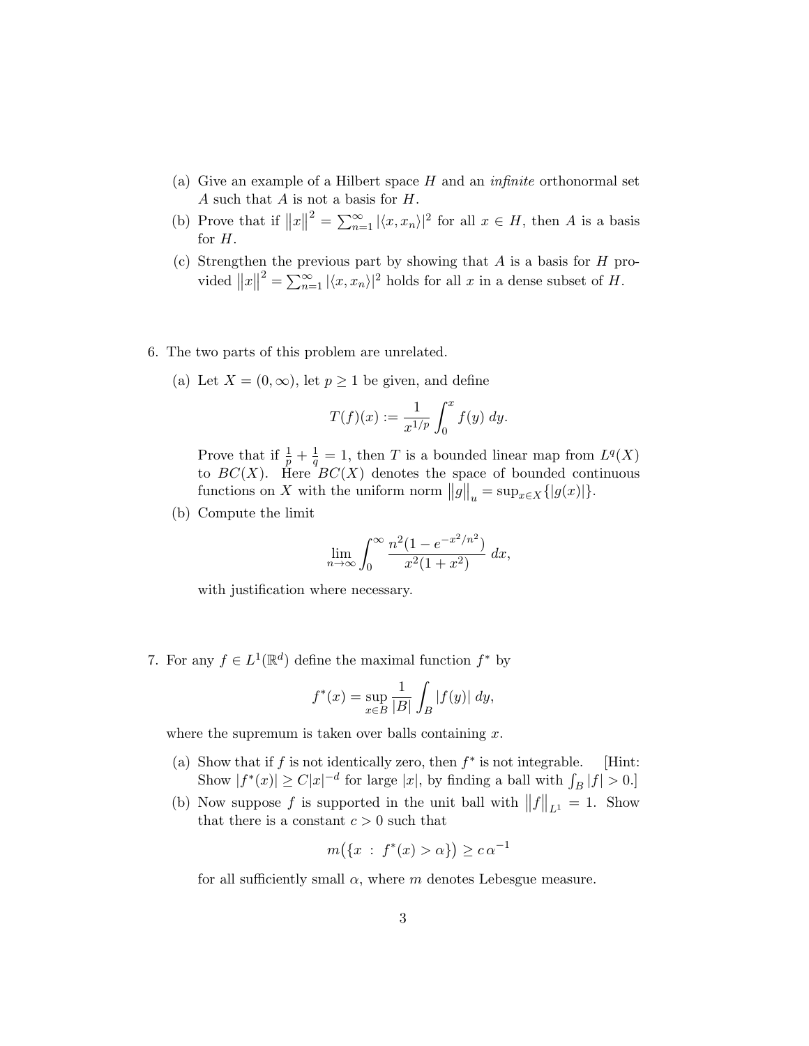(a) Give an example of a Hilbert space $H$ and an *infinite* orthonormal set $A$ such that $A$ is not a basis for $H$.

(b) Prove that if $\|x\|^2 = \sum_{n=1}^{\infty} |\langle x, x_n \rangle|^2$ for all $x \in H$, then $A$ is a basis for $H$.

(c) Strengthen the previous part by showing that $A$ is a basis for $H$ provided $\|x\|^2 = \sum_{n=1}^{\infty} |\langle x, x_n \rangle|^2$ holds for all $x$ in a dense subset of $H$.

6. The two parts of this problem are unrelated.

   (a) Let $X = (0, \infty)$, let $p \geq 1$ be given, and define

   $$T(f)(x) := \frac{1}{x^{1/p}} \int_0^x f(y)\, dy.$$

   Prove that if $\frac{1}{p} + \frac{1}{q} = 1$, then $T$ is a bounded linear map from $L^q(X)$ to $BC(X)$. Here $BC(X)$ denotes the space of bounded continuous functions on $X$ with the uniform norm $\|g\|_u = \sup_{x \in X}\{|g(x)|\}$.

   (b) Compute the limit

   $$\lim_{n \to \infty} \int_0^{\infty} \frac{n^2(1 - e^{-x^2/n^2})}{x^2(1 + x^2)}\, dx,$$

   with justification where necessary.

7. For any $f \in L^1(\mathbb{R}^d)$ define the maximal function $f^*$ by

   $$f^*(x) = \sup_{x \in B} \frac{1}{|B|} \int_B |f(y)|\, dy,$$

   where the supremum is taken over balls containing $x$.

   (a) Show that if $f$ is not identically zero, then $f^*$ is not integrable. [Hint: Show $|f^*(x)| \geq C|x|^{-d}$ for large $|x|$, by finding a ball with $\int_B |f| > 0$.]

   (b) Now suppose $f$ is supported in the unit ball with $\|f\|_{L^1} = 1$. Show that there is a constant $c > 0$ such that

   $$m\big(\{x \;:\; f^*(x) > \alpha\}\big) \geq c\,\alpha^{-1}$$

   for all sufficiently small $\alpha$, where $m$ denotes Lebesgue measure.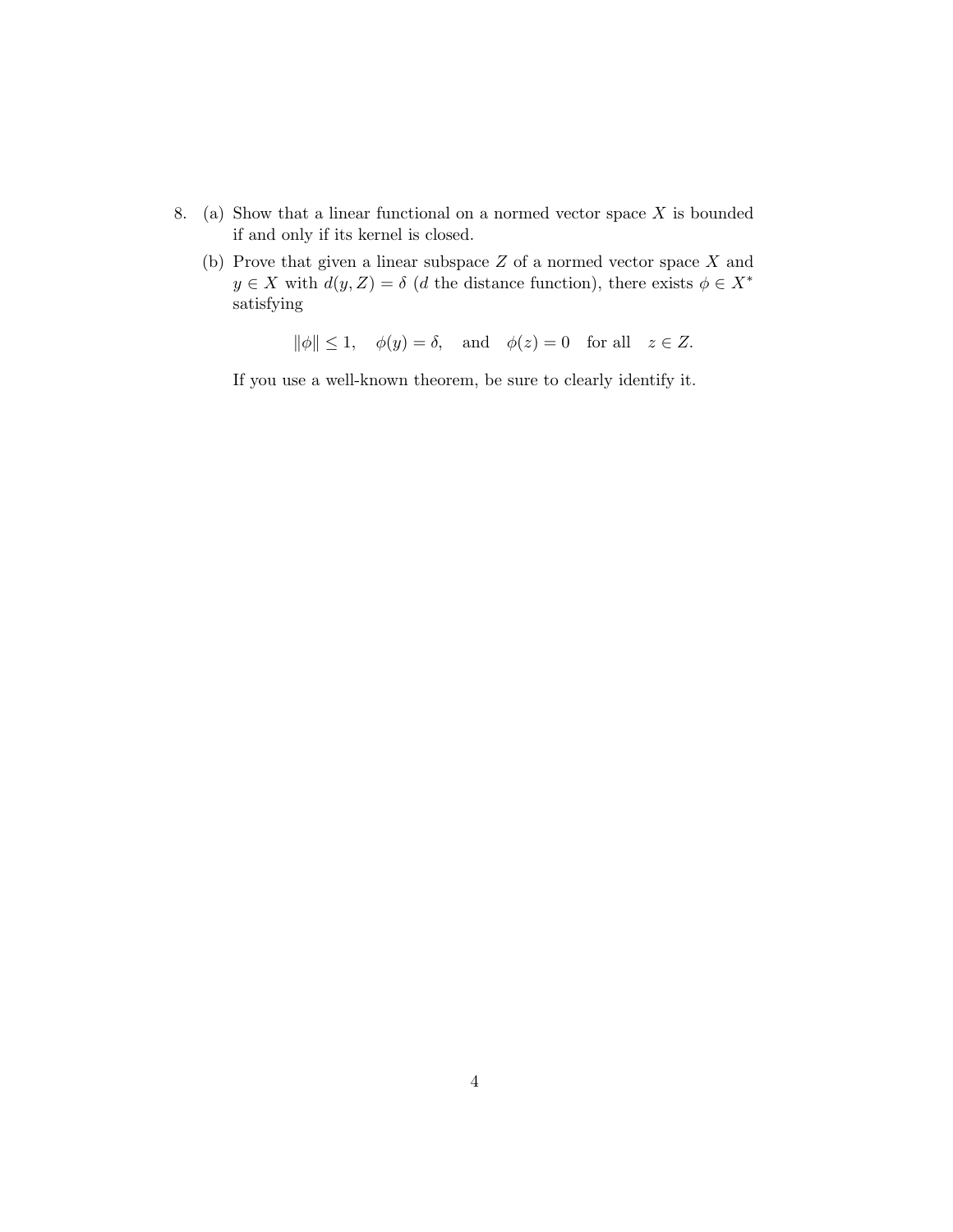8. (a) Show that a linear functional on a normed vector space $X$ is bounded if and only if its kernel is closed.

   (b) Prove that given a linear subspace $Z$ of a normed vector space $X$ and $y \in X$ with $d(y, Z) = \delta$ ($d$ the distance function), there exists $\phi \in X^*$ satisfying

$$\|\phi\| \leq 1, \quad \phi(y) = \delta, \quad \text{and} \quad \phi(z) = 0 \quad \text{for all} \quad z \in Z.$$

   If you use a well-known theorem, be sure to clearly identify it.